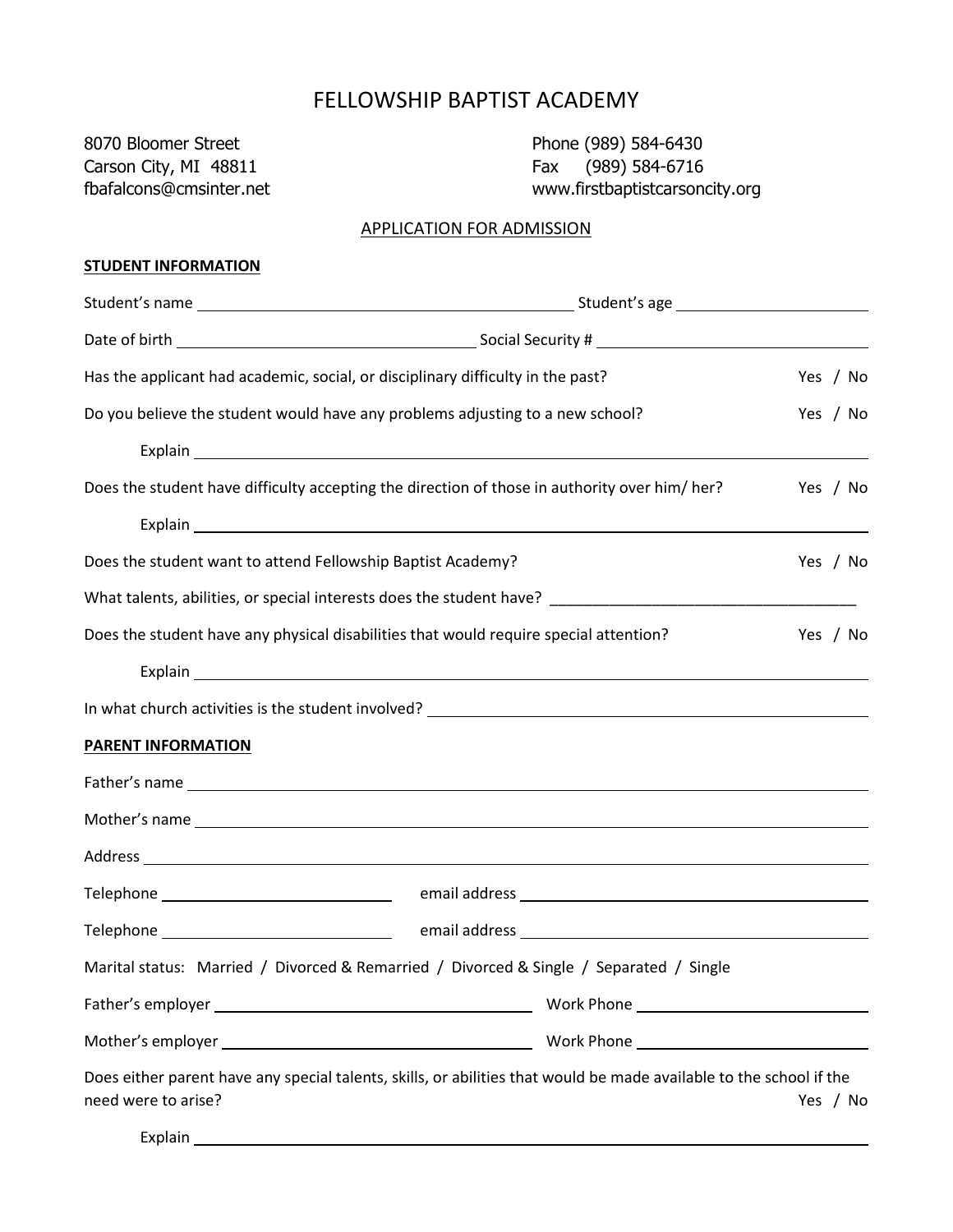# FELLOWSHIP BAPTIST ACADEMY

8070 Bloomer Street
Carson City, MI 48811
fbafalcons@cmsinter.net

Phone (989) 584-6430
Fax (989) 584-6716
www.firstbaptistcarsoncity.org

## APPLICATION FOR ADMISSION

**STUDENT INFORMATION**

Student's name ______________________________ Student's age ______________

Date of birth ______________________ Social Security # ______________________

Has the applicant had academic, social, or disciplinary difficulty in the past? Yes / No

Do you believe the student would have any problems adjusting to a new school? Yes / No

Explain ______________________________________________________________

Does the student have difficulty accepting the direction of those in authority over him/ her? Yes / No

Explain ______________________________________________________________

Does the student want to attend Fellowship Baptist Academy? Yes / No

What talents, abilities, or special interests does the student have? ______________________

Does the student have any physical disabilities that would require special attention? Yes / No

Explain ______________________________________________________________

In what church activities is the student involved? ___________________________

**PARENT INFORMATION**

Father's name ________________________________________________________

Mother's name ________________________________________________________

Address _____________________________________________________________

Telephone ____________________ email address ____________________________

Telephone ____________________ email address ____________________________

Marital status: Married / Divorced & Remarried / Divorced & Single / Separated / Single

Father's employer ______________________ Work Phone ______________________

Mother's employer ______________________ Work Phone ______________________

Does either parent have any special talents, skills, or abilities that would be made available to the school if the need were to arise? Yes / No

Explain ______________________________________________________________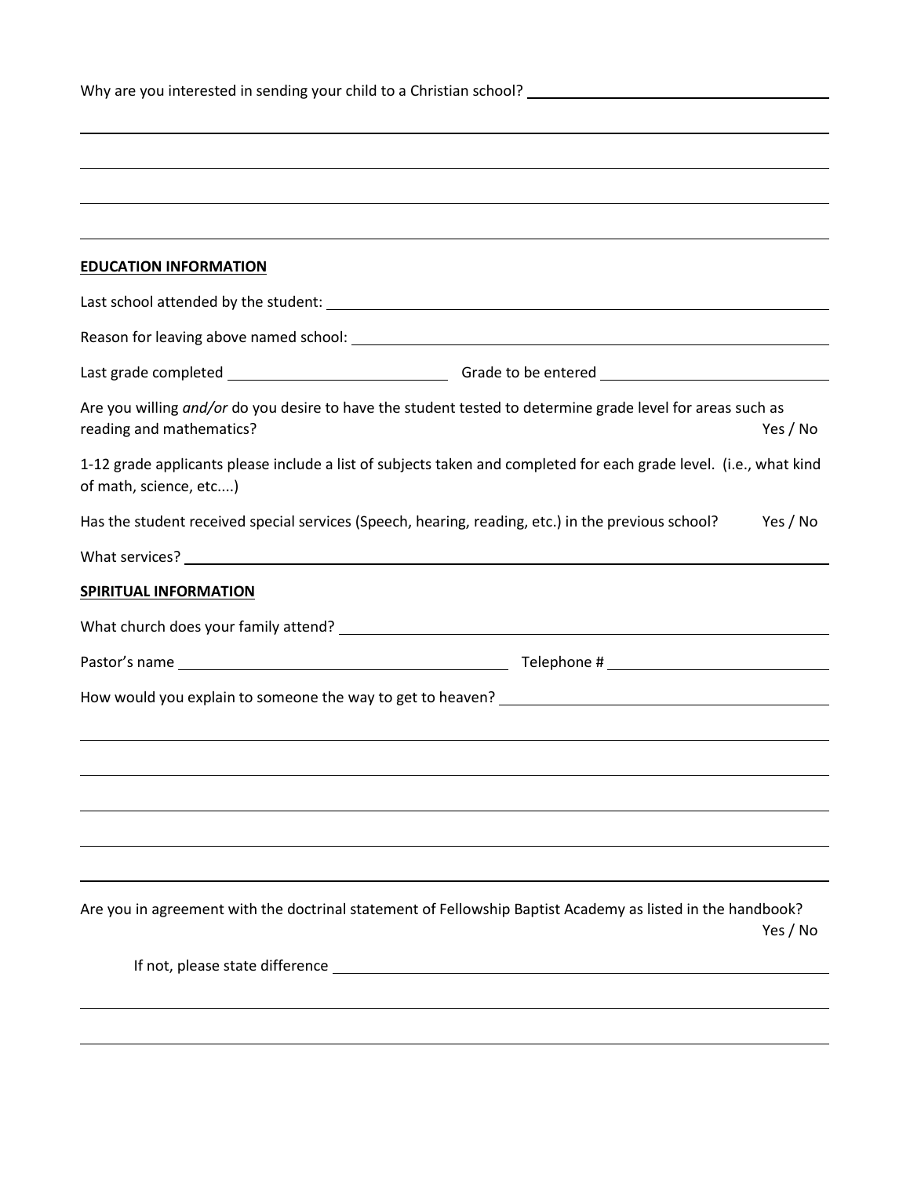Why are you interested in sending your child to a Christian school? \_\_\_\_\_\_\_\_\_\_\_\_\_\_\_\_\_\_\_\_\_\_\_\_\_\_\_\_\_\_\_\_\_\_\_\_\_\_\_\_

\_\_\_\_\_\_\_\_\_\_\_\_\_\_\_\_\_\_\_\_\_\_\_\_\_\_\_\_\_\_\_\_\_\_\_\_\_\_\_\_\_\_\_\_\_\_\_\_\_\_\_\_\_\_\_\_\_\_\_\_\_\_\_\_\_\_\_\_\_\_\_\_\_\_\_\_\_\_\_\_\_\_

\_\_\_\_\_\_\_\_\_\_\_\_\_\_\_\_\_\_\_\_\_\_\_\_\_\_\_\_\_\_\_\_\_\_\_\_\_\_\_\_\_\_\_\_\_\_\_\_\_\_\_\_\_\_\_\_\_\_\_\_\_\_\_\_\_\_\_\_\_\_\_\_\_\_\_\_\_\_\_\_\_\_

\_\_\_\_\_\_\_\_\_\_\_\_\_\_\_\_\_\_\_\_\_\_\_\_\_\_\_\_\_\_\_\_\_\_\_\_\_\_\_\_\_\_\_\_\_\_\_\_\_\_\_\_\_\_\_\_\_\_\_\_\_\_\_\_\_\_\_\_\_\_\_\_\_\_\_\_\_\_\_\_\_\_

\_\_\_\_\_\_\_\_\_\_\_\_\_\_\_\_\_\_\_\_\_\_\_\_\_\_\_\_\_\_\_\_\_\_\_\_\_\_\_\_\_\_\_\_\_\_\_\_\_\_\_\_\_\_\_\_\_\_\_\_\_\_\_\_\_\_\_\_\_\_\_\_\_\_\_\_\_\_\_\_\_\_

**EDUCATION INFORMATION**

Last school attended by the student: \_\_\_\_\_\_\_\_\_\_\_\_\_\_\_\_\_\_\_\_\_\_\_\_\_\_\_\_\_\_\_\_\_\_\_\_\_\_\_\_\_\_\_\_\_\_\_\_\_\_\_\_\_\_\_\_

Reason for leaving above named school: \_\_\_\_\_\_\_\_\_\_\_\_\_\_\_\_\_\_\_\_\_\_\_\_\_\_\_\_\_\_\_\_\_\_\_\_\_\_\_\_\_\_\_\_\_\_\_\_\_\_\_\_

Last grade completed \_\_\_\_\_\_\_\_\_\_\_\_\_\_\_\_\_\_\_\_\_\_\_\_\_\_ Grade to be entered \_\_\_\_\_\_\_\_\_\_\_\_\_\_\_\_\_\_\_\_\_\_\_\_\_\_

Are you willing *and/or* do you desire to have the student tested to determine grade level for areas such as reading and mathematics? Yes / No

1-12 grade applicants please include a list of subjects taken and completed for each grade level. (i.e., what kind of math, science, etc....)

Has the student received special services (Speech, hearing, reading, etc.) in the previous school? Yes / No

What services? \_\_\_\_\_\_\_\_\_\_\_\_\_\_\_\_\_\_\_\_\_\_\_\_\_\_\_\_\_\_\_\_\_\_\_\_\_\_\_\_\_\_\_\_\_\_\_\_\_\_\_\_\_\_\_\_\_\_\_\_\_\_\_\_\_\_\_\_\_\_

**SPIRITUAL INFORMATION**

What church does your family attend? \_\_\_\_\_\_\_\_\_\_\_\_\_\_\_\_\_\_\_\_\_\_\_\_\_\_\_\_\_\_\_\_\_\_\_\_\_\_\_\_\_\_\_\_\_\_\_\_\_\_\_\_\_\_

Pastor's name \_\_\_\_\_\_\_\_\_\_\_\_\_\_\_\_\_\_\_\_\_\_\_\_\_\_\_\_\_\_\_\_\_\_\_\_\_\_\_\_ Telephone # \_\_\_\_\_\_\_\_\_\_\_\_\_\_\_\_\_\_\_\_\_\_\_\_\_\_

How would you explain to someone the way to get to heaven? \_\_\_\_\_\_\_\_\_\_\_\_\_\_\_\_\_\_\_\_\_\_\_\_\_\_\_\_\_\_\_\_\_\_\_\_\_\_\_\_

\_\_\_\_\_\_\_\_\_\_\_\_\_\_\_\_\_\_\_\_\_\_\_\_\_\_\_\_\_\_\_\_\_\_\_\_\_\_\_\_\_\_\_\_\_\_\_\_\_\_\_\_\_\_\_\_\_\_\_\_\_\_\_\_\_\_\_\_\_\_\_\_\_\_\_\_\_\_\_\_\_\_

\_\_\_\_\_\_\_\_\_\_\_\_\_\_\_\_\_\_\_\_\_\_\_\_\_\_\_\_\_\_\_\_\_\_\_\_\_\_\_\_\_\_\_\_\_\_\_\_\_\_\_\_\_\_\_\_\_\_\_\_\_\_\_\_\_\_\_\_\_\_\_\_\_\_\_\_\_\_\_\_\_\_

\_\_\_\_\_\_\_\_\_\_\_\_\_\_\_\_\_\_\_\_\_\_\_\_\_\_\_\_\_\_\_\_\_\_\_\_\_\_\_\_\_\_\_\_\_\_\_\_\_\_\_\_\_\_\_\_\_\_\_\_\_\_\_\_\_\_\_\_\_\_\_\_\_\_\_\_\_\_\_\_\_\_

\_\_\_\_\_\_\_\_\_\_\_\_\_\_\_\_\_\_\_\_\_\_\_\_\_\_\_\_\_\_\_\_\_\_\_\_\_\_\_\_\_\_\_\_\_\_\_\_\_\_\_\_\_\_\_\_\_\_\_\_\_\_\_\_\_\_\_\_\_\_\_\_\_\_\_\_\_\_\_\_\_\_

\_\_\_\_\_\_\_\_\_\_\_\_\_\_\_\_\_\_\_\_\_\_\_\_\_\_\_\_\_\_\_\_\_\_\_\_\_\_\_\_\_\_\_\_\_\_\_\_\_\_\_\_\_\_\_\_\_\_\_\_\_\_\_\_\_\_\_\_\_\_\_\_\_\_\_\_\_\_\_\_\_\_

Are you in agreement with the doctrinal statement of Fellowship Baptist Academy as listed in the handbook? Yes / No

If not, please state difference \_\_\_\_\_\_\_\_\_\_\_\_\_\_\_\_\_\_\_\_\_\_\_\_\_\_\_\_\_\_\_\_\_\_\_\_\_\_\_\_\_\_\_\_\_\_\_\_\_\_\_\_\_\_\_\_\_\_\_\_

\_\_\_\_\_\_\_\_\_\_\_\_\_\_\_\_\_\_\_\_\_\_\_\_\_\_\_\_\_\_\_\_\_\_\_\_\_\_\_\_\_\_\_\_\_\_\_\_\_\_\_\_\_\_\_\_\_\_\_\_\_\_\_\_\_\_\_\_\_\_\_\_\_\_\_\_\_\_\_\_\_\_

\_\_\_\_\_\_\_\_\_\_\_\_\_\_\_\_\_\_\_\_\_\_\_\_\_\_\_\_\_\_\_\_\_\_\_\_\_\_\_\_\_\_\_\_\_\_\_\_\_\_\_\_\_\_\_\_\_\_\_\_\_\_\_\_\_\_\_\_\_\_\_\_\_\_\_\_\_\_\_\_\_\_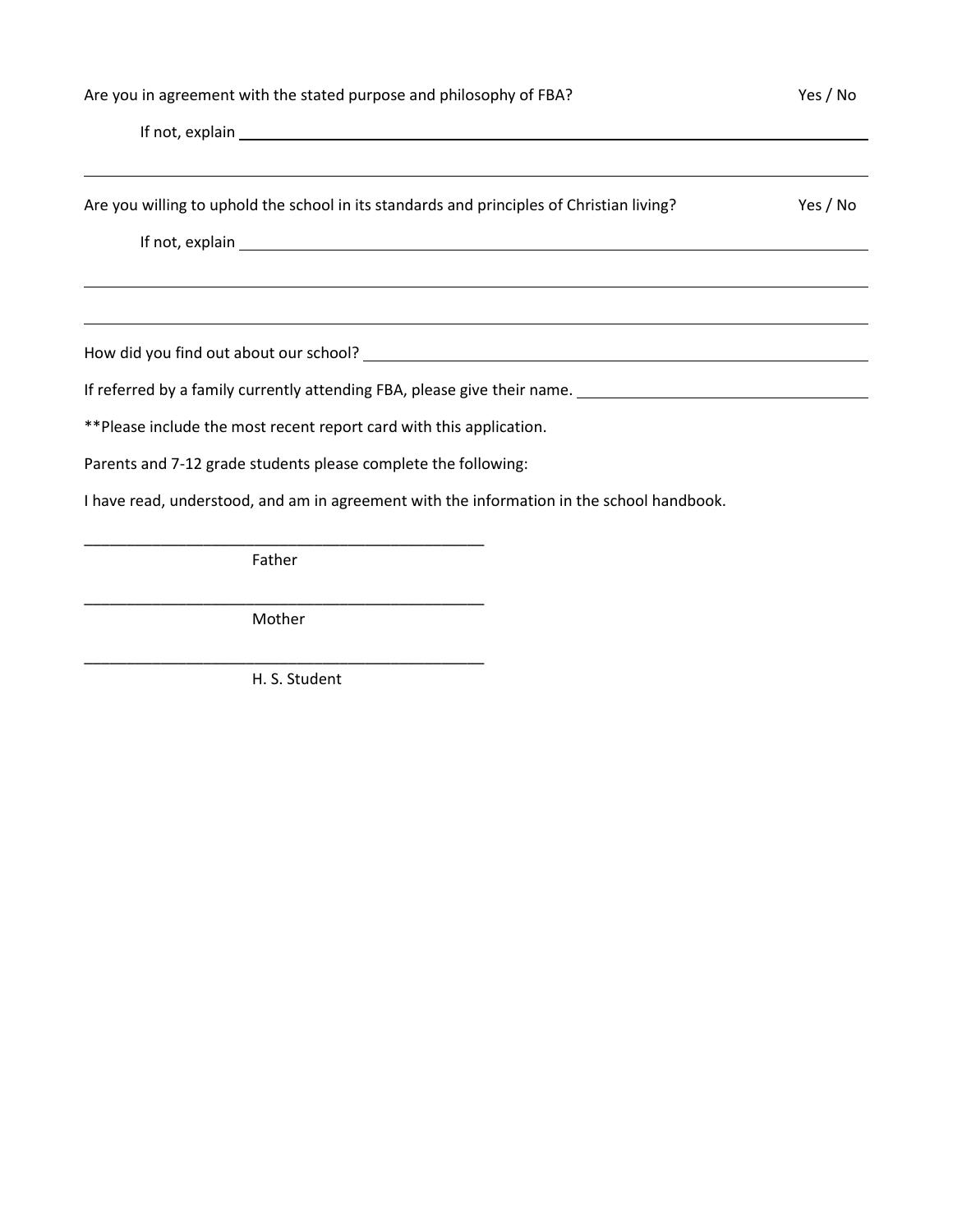Are you in agreement with the stated purpose and philosophy of FBA? Yes / No

If not, explain ______________________________________________________________

______________________________________________________________________________

Are you willing to uphold the school in its standards and principles of Christian living? Yes / No

If not, explain ______________________________________________________________

______________________________________________________________________________

______________________________________________________________________________

How did you find out about our school? ____________________________________________

If referred by a family currently attending FBA, please give their name. ______________________

**Please include the most recent report card with this application.

Parents and 7-12 grade students please complete the following:

I have read, understood, and am in agreement with the information in the school handbook.

_________________________________________________

Father

_________________________________________________

Mother

_________________________________________________

H. S. Student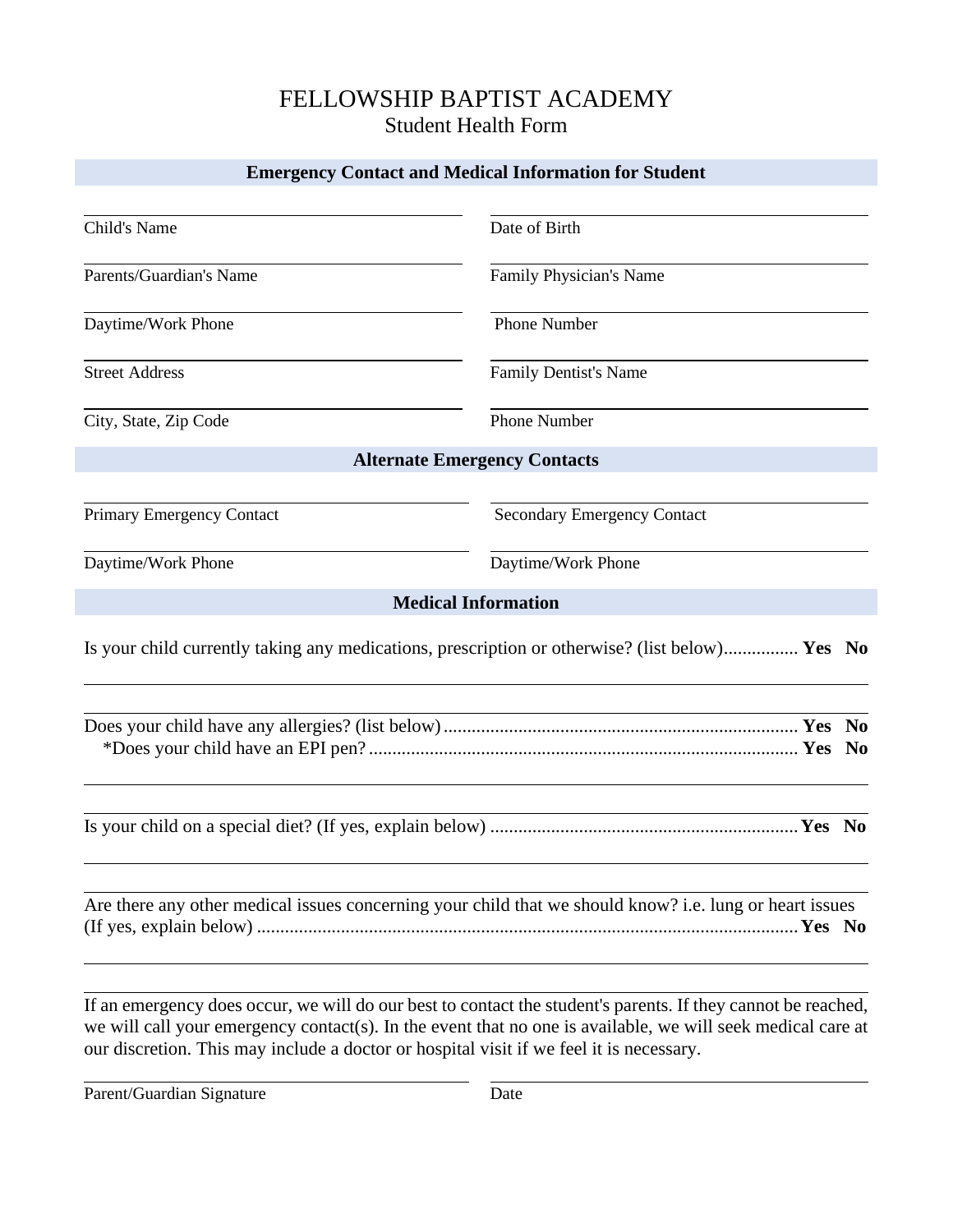# FELLOWSHIP BAPTIST ACADEMY

## Student Health Form

### Emergency Contact and Medical Information for Student

Child's Name ______________________ Date of Birth ______________________

Parents/Guardian's Name ______________________ Family Physician's Name ______________________

Daytime/Work Phone ______________________ Phone Number ______________________

Street Address ______________________ Family Dentist's Name ______________________

City, State, Zip Code ______________________ Phone Number ______________________

### Alternate Emergency Contacts

Primary Emergency Contact ______________________ Secondary Emergency Contact ______________________

Daytime/Work Phone ______________________ Daytime/Work Phone ______________________

### Medical Information

Is your child currently taking any medications, prescription or otherwise? (list below)................ **Yes No**

______________________________________________________________________

______________________________________________________________________

Does your child have any allergies? (list below)........................................................................... **Yes No**

*Does your child have an EPI pen?........................................................................................... **Yes No**

______________________________________________________________________

______________________________________________________________________

Is your child on a special diet? (If yes, explain below) ................................................................. **Yes No**

______________________________________________________________________

______________________________________________________________________

Are there any other medical issues concerning your child that we should know? i.e. lung or heart issues (If yes, explain below) ................................................................................................................... **Yes No**

______________________________________________________________________

______________________________________________________________________

If an emergency does occur, we will do our best to contact the student's parents. If they cannot be reached, we will call your emergency contact(s). In the event that no one is available, we will seek medical care at our discretion. This may include a doctor or hospital visit if we feel it is necessary.

Parent/Guardian Signature ______________________ Date ______________________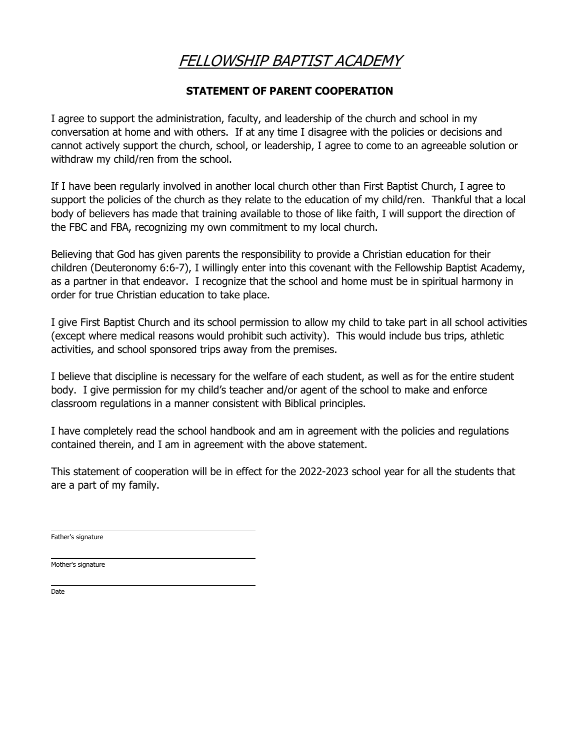# *FELLOWSHIP BAPTIST ACADEMY*

## STATEMENT OF PARENT COOPERATION

I agree to support the administration, faculty, and leadership of the church and school in my conversation at home and with others. If at any time I disagree with the policies or decisions and cannot actively support the church, school, or leadership, I agree to come to an agreeable solution or withdraw my child/ren from the school.

If I have been regularly involved in another local church other than First Baptist Church, I agree to support the policies of the church as they relate to the education of my child/ren. Thankful that a local body of believers has made that training available to those of like faith, I will support the direction of the FBC and FBA, recognizing my own commitment to my local church.

Believing that God has given parents the responsibility to provide a Christian education for their children (Deuteronomy 6:6-7), I willingly enter into this covenant with the Fellowship Baptist Academy, as a partner in that endeavor. I recognize that the school and home must be in spiritual harmony in order for true Christian education to take place.

I give First Baptist Church and its school permission to allow my child to take part in all school activities (except where medical reasons would prohibit such activity). This would include bus trips, athletic activities, and school sponsored trips away from the premises.

I believe that discipline is necessary for the welfare of each student, as well as for the entire student body. I give permission for my child's teacher and/or agent of the school to make and enforce classroom regulations in a manner consistent with Biblical principles.

I have completely read the school handbook and am in agreement with the policies and regulations contained therein, and I am in agreement with the above statement.

This statement of cooperation will be in effect for the 2022-2023 school year for all the students that are a part of my family.

\_\_\_\_\_\_\_\_\_\_\_\_\_\_\_\_\_\_\_\_\_\_\_\_\_\_\_\_\_\_\_\_\_\_\_\_
Father's signature

\_\_\_\_\_\_\_\_\_\_\_\_\_\_\_\_\_\_\_\_\_\_\_\_\_\_\_\_\_\_\_\_\_\_\_\_
Mother's signature

\_\_\_\_\_\_\_\_\_\_\_\_\_\_\_\_\_\_\_\_\_\_\_\_\_\_\_\_\_\_\_\_\_\_\_\_
Date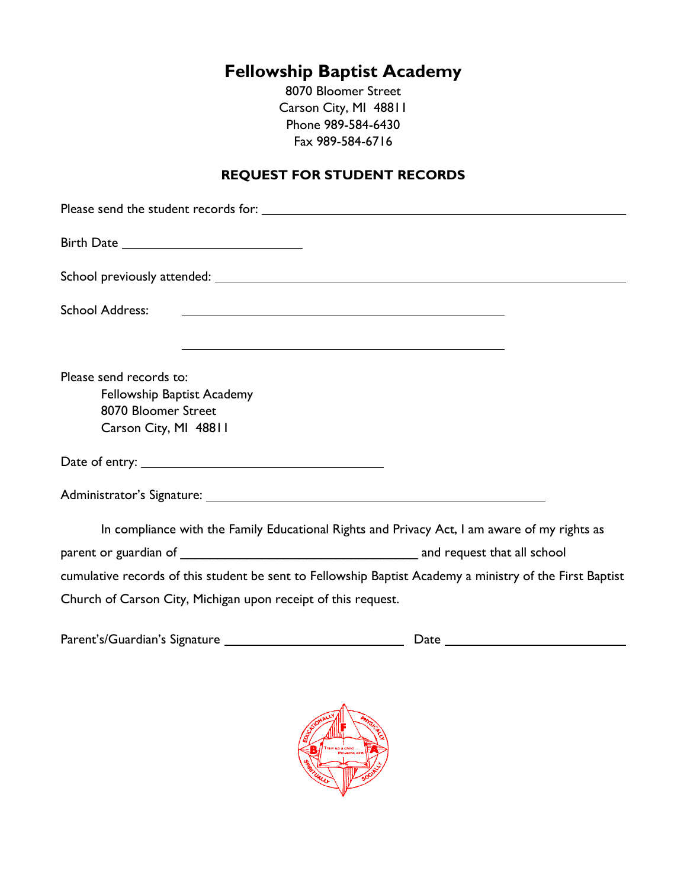# Fellowship Baptist Academy

8070 Bloomer Street
Carson City, MI 48811
Phone 989-584-6430
Fax 989-584-6716

## REQUEST FOR STUDENT RECORDS

Please send the student records for: ______________________________________________

Birth Date ____________________

School previously attended: ______________________________________________

School Address: ______________________________________________

______________________________________________

Please send records to:
Fellowship Baptist Academy
8070 Bloomer Street
Carson City, MI 48811

Date of entry: ____________________________

Administrator's Signature: ______________________________________________

In compliance with the Family Educational Rights and Privacy Act, I am aware of my rights as parent or guardian of ___________________________________ and request that all school cumulative records of this student be sent to Fellowship Baptist Academy a ministry of the First Baptist Church of Carson City, Michigan upon receipt of this request.

Parent's/Guardian's Signature ____________________ Date ____________________